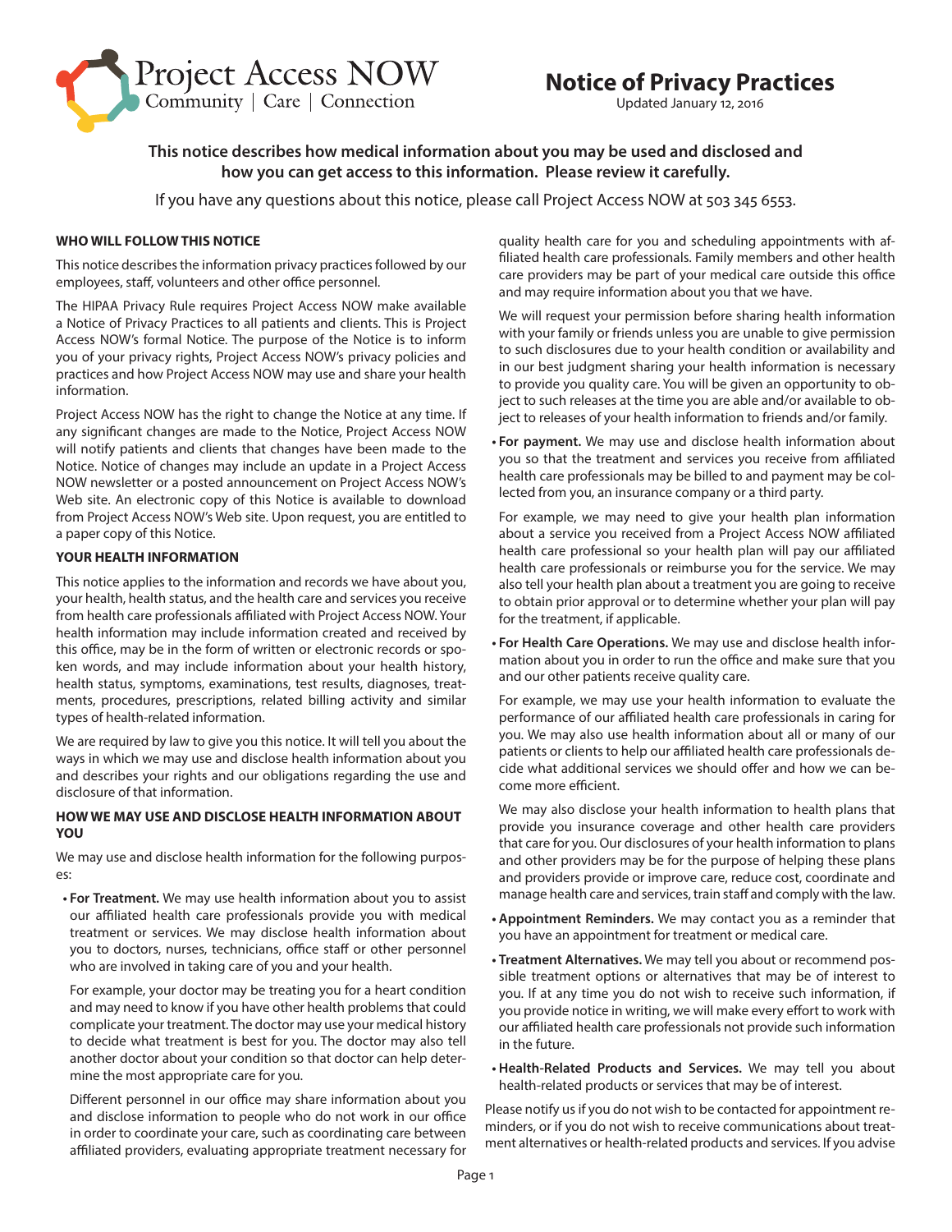Project Access NOW
Community | Care | Connection

# Notice of Privacy Practices

Updated January 12, 2016

**This notice describes how medical information about you may be used and disclosed and how you can get access to this information. Please review it carefully.**

If you have any questions about this notice, please call Project Access NOW at 503 345 6553.

## WHO WILL FOLLOW THIS NOTICE

This notice describes the information privacy practices followed by our employees, staff, volunteers and other office personnel.

The HIPAA Privacy Rule requires Project Access NOW make available a Notice of Privacy Practices to all patients and clients. This is Project Access NOW's formal Notice. The purpose of the Notice is to inform you of your privacy rights, Project Access NOW's privacy policies and practices and how Project Access NOW may use and share your health information.

Project Access NOW has the right to change the Notice at any time. If any significant changes are made to the Notice, Project Access NOW will notify patients and clients that changes have been made to the Notice. Notice of changes may include an update in a Project Access NOW newsletter or a posted announcement on Project Access NOW's Web site. An electronic copy of this Notice is available to download from Project Access NOW's Web site. Upon request, you are entitled to a paper copy of this Notice.

## YOUR HEALTH INFORMATION

This notice applies to the information and records we have about you, your health, health status, and the health care and services you receive from health care professionals affiliated with Project Access NOW. Your health information may include information created and received by this office, may be in the form of written or electronic records or spoken words, and may include information about your health history, health status, symptoms, examinations, test results, diagnoses, treatments, procedures, prescriptions, related billing activity and similar types of health-related information.

We are required by law to give you this notice. It will tell you about the ways in which we may use and disclose health information about you and describes your rights and our obligations regarding the use and disclosure of that information.

## HOW WE MAY USE AND DISCLOSE HEALTH INFORMATION ABOUT YOU

We may use and disclose health information for the following purposes:

- **For Treatment.** We may use health information about you to assist our affiliated health care professionals provide you with medical treatment or services. We may disclose health information about you to doctors, nurses, technicians, office staff or other personnel who are involved in taking care of you and your health.

  For example, your doctor may be treating you for a heart condition and may need to know if you have other health problems that could complicate your treatment. The doctor may use your medical history to decide what treatment is best for you. The doctor may also tell another doctor about your condition so that doctor can help determine the most appropriate care for you.

  Different personnel in our office may share information about you and disclose information to people who do not work in our office in order to coordinate your care, such as coordinating care between affiliated providers, evaluating appropriate treatment necessary for quality health care for you and scheduling appointments with affiliated health care professionals. Family members and other health care providers may be part of your medical care outside this office and may require information about you that we have.

  We will request your permission before sharing health information with your family or friends unless you are unable to give permission to such disclosures due to your health condition or availability and in our best judgment sharing your health information is necessary to provide you quality care. You will be given an opportunity to object to such releases at the time you are able and/or available to object to releases of your health information to friends and/or family.

- **For payment.** We may use and disclose health information about you so that the treatment and services you receive from affiliated health care professionals may be billed to and payment may be collected from you, an insurance company or a third party.

  For example, we may need to give your health plan information about a service you received from a Project Access NOW affiliated health care professional so your health plan will pay our affiliated health care professionals or reimburse you for the service. We may also tell your health plan about a treatment you are going to receive to obtain prior approval or to determine whether your plan will pay for the treatment, if applicable.

- **For Health Care Operations.** We may use and disclose health information about you in order to run the office and make sure that you and our other patients receive quality care.

  For example, we may use your health information to evaluate the performance of our affiliated health care professionals in caring for you. We may also use health information about all or many of our patients or clients to help our affiliated health care professionals decide what additional services we should offer and how we can become more efficient.

  We may also disclose your health information to health plans that provide you insurance coverage and other health care providers that care for you. Our disclosures of your health information to plans and other providers may be for the purpose of helping these plans and providers provide or improve care, reduce cost, coordinate and manage health care and services, train staff and comply with the law.

- **Appointment Reminders.** We may contact you as a reminder that you have an appointment for treatment or medical care.

- **Treatment Alternatives.** We may tell you about or recommend possible treatment options or alternatives that may be of interest to you. If at any time you do not wish to receive such information, if you provide notice in writing, we will make every effort to work with our affiliated health care professionals not provide such information in the future.

- **Health-Related Products and Services.** We may tell you about health-related products or services that may be of interest.

Please notify us if you do not wish to be contacted for appointment reminders, or if you do not wish to receive communications about treatment alternatives or health-related products and services. If you advise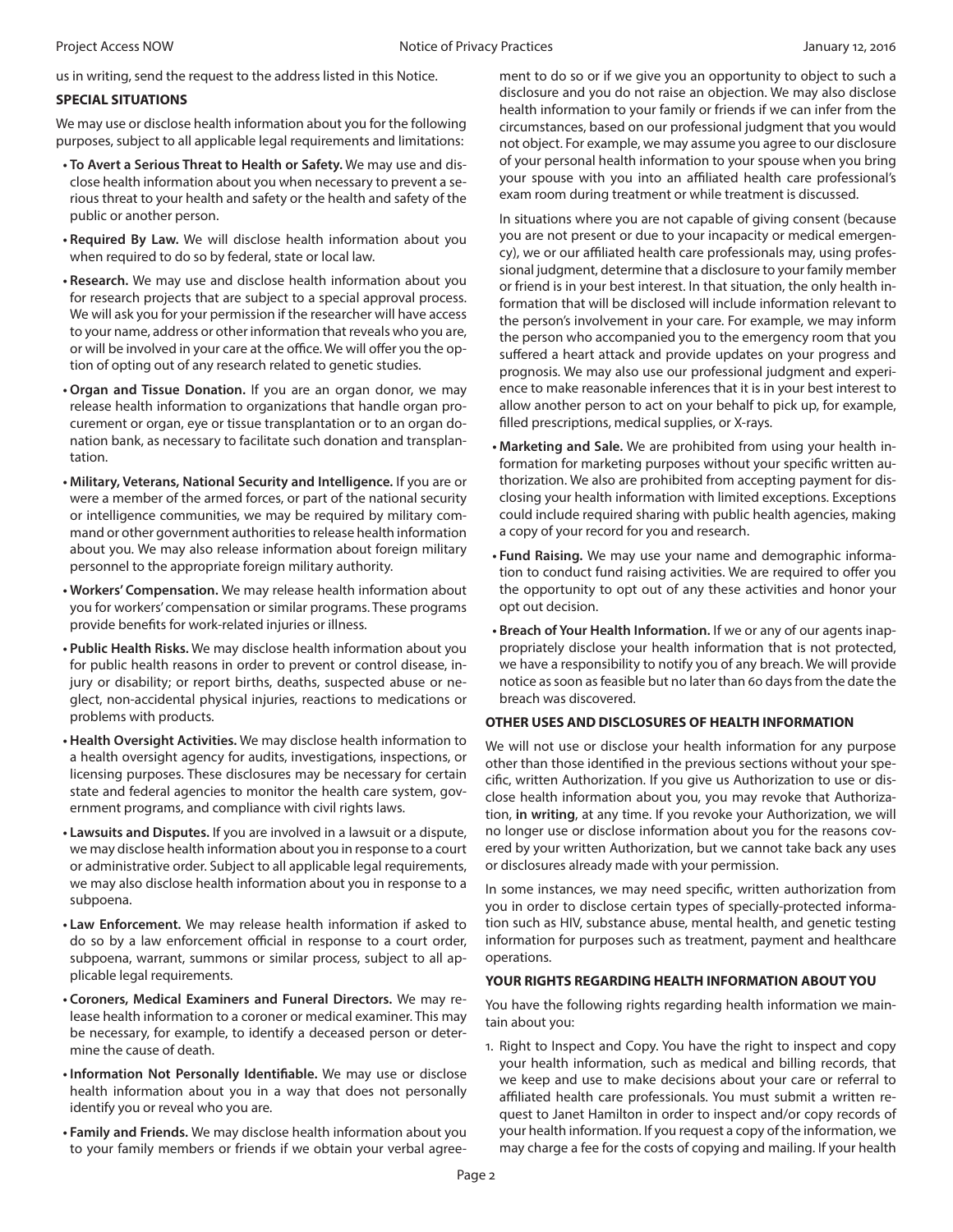us in writing, send the request to the address listed in this Notice.

**SPECIAL SITUATIONS**

We may use or disclose health information about you for the following purposes, subject to all applicable legal requirements and limitations:

- **To Avert a Serious Threat to Health or Safety.** We may use and disclose health information about you when necessary to prevent a serious threat to your health and safety or the health and safety of the public or another person.
- **Required By Law.** We will disclose health information about you when required to do so by federal, state or local law.
- **Research.** We may use and disclose health information about you for research projects that are subject to a special approval process. We will ask you for your permission if the researcher will have access to your name, address or other information that reveals who you are, or will be involved in your care at the office. We will offer you the option of opting out of any research related to genetic studies.
- **Organ and Tissue Donation.** If you are an organ donor, we may release health information to organizations that handle organ procurement or organ, eye or tissue transplantation or to an organ donation bank, as necessary to facilitate such donation and transplantation.
- **Military, Veterans, National Security and Intelligence.** If you are or were a member of the armed forces, or part of the national security or intelligence communities, we may be required by military command or other government authorities to release health information about you. We may also release information about foreign military personnel to the appropriate foreign military authority.
- **Workers' Compensation.** We may release health information about you for workers' compensation or similar programs. These programs provide benefits for work-related injuries or illness.
- **Public Health Risks.** We may disclose health information about you for public health reasons in order to prevent or control disease, injury or disability; or report births, deaths, suspected abuse or neglect, non-accidental physical injuries, reactions to medications or problems with products.
- **Health Oversight Activities.** We may disclose health information to a health oversight agency for audits, investigations, inspections, or licensing purposes. These disclosures may be necessary for certain state and federal agencies to monitor the health care system, government programs, and compliance with civil rights laws.
- **Lawsuits and Disputes.** If you are involved in a lawsuit or a dispute, we may disclose health information about you in response to a court or administrative order. Subject to all applicable legal requirements, we may also disclose health information about you in response to a subpoena.
- **Law Enforcement.** We may release health information if asked to do so by a law enforcement official in response to a court order, subpoena, warrant, summons or similar process, subject to all applicable legal requirements.
- **Coroners, Medical Examiners and Funeral Directors.** We may release health information to a coroner or medical examiner. This may be necessary, for example, to identify a deceased person or determine the cause of death.
- **Information Not Personally Identifiable.** We may use or disclose health information about you in a way that does not personally identify you or reveal who you are.
- **Family and Friends.** We may disclose health information about you to your family members or friends if we obtain your verbal agreement to do so or if we give you an opportunity to object to such a disclosure and you do not raise an objection. We may also disclose health information to your family or friends if we can infer from the circumstances, based on our professional judgment that you would not object. For example, we may assume you agree to our disclosure of your personal health information to your spouse when you bring your spouse with you into an affiliated health care professional's exam room during treatment or while treatment is discussed.

  In situations where you are not capable of giving consent (because you are not present or due to your incapacity or medical emergency), we or our affiliated health care professionals may, using professional judgment, determine that a disclosure to your family member or friend is in your best interest. In that situation, the only health information that will be disclosed will include information relevant to the person's involvement in your care. For example, we may inform the person who accompanied you to the emergency room that you suffered a heart attack and provide updates on your progress and prognosis. We may also use our professional judgment and experience to make reasonable inferences that it is in your best interest to allow another person to act on your behalf to pick up, for example, filled prescriptions, medical supplies, or X-rays.
- **Marketing and Sale.** We are prohibited from using your health information for marketing purposes without your specific written authorization. We also are prohibited from accepting payment for disclosing your health information with limited exceptions. Exceptions could include required sharing with public health agencies, making a copy of your record for you and research.
- **Fund Raising.** We may use your name and demographic information to conduct fund raising activities. We are required to offer you the opportunity to opt out of any these activities and honor your opt out decision.
- **Breach of Your Health Information.** If we or any of our agents inappropriately disclose your health information that is not protected, we have a responsibility to notify you of any breach. We will provide notice as soon as feasible but no later than 60 days from the date the breach was discovered.

**OTHER USES AND DISCLOSURES OF HEALTH INFORMATION**

We will not use or disclose your health information for any purpose other than those identified in the previous sections without your specific, written Authorization. If you give us Authorization to use or disclose health information about you, you may revoke that Authorization, **in writing**, at any time. If you revoke your Authorization, we will no longer use or disclose information about you for the reasons covered by your written Authorization, but we cannot take back any uses or disclosures already made with your permission.

In some instances, we may need specific, written authorization from you in order to disclose certain types of specially-protected information such as HIV, substance abuse, mental health, and genetic testing information for purposes such as treatment, payment and healthcare operations.

**YOUR RIGHTS REGARDING HEALTH INFORMATION ABOUT YOU**

You have the following rights regarding health information we maintain about you:

1. Right to Inspect and Copy. You have the right to inspect and copy your health information, such as medical and billing records, that we keep and use to make decisions about your care or referral to affiliated health care professionals. You must submit a written request to Janet Hamilton in order to inspect and/or copy records of your health information. If you request a copy of the information, we may charge a fee for the costs of copying and mailing. If your health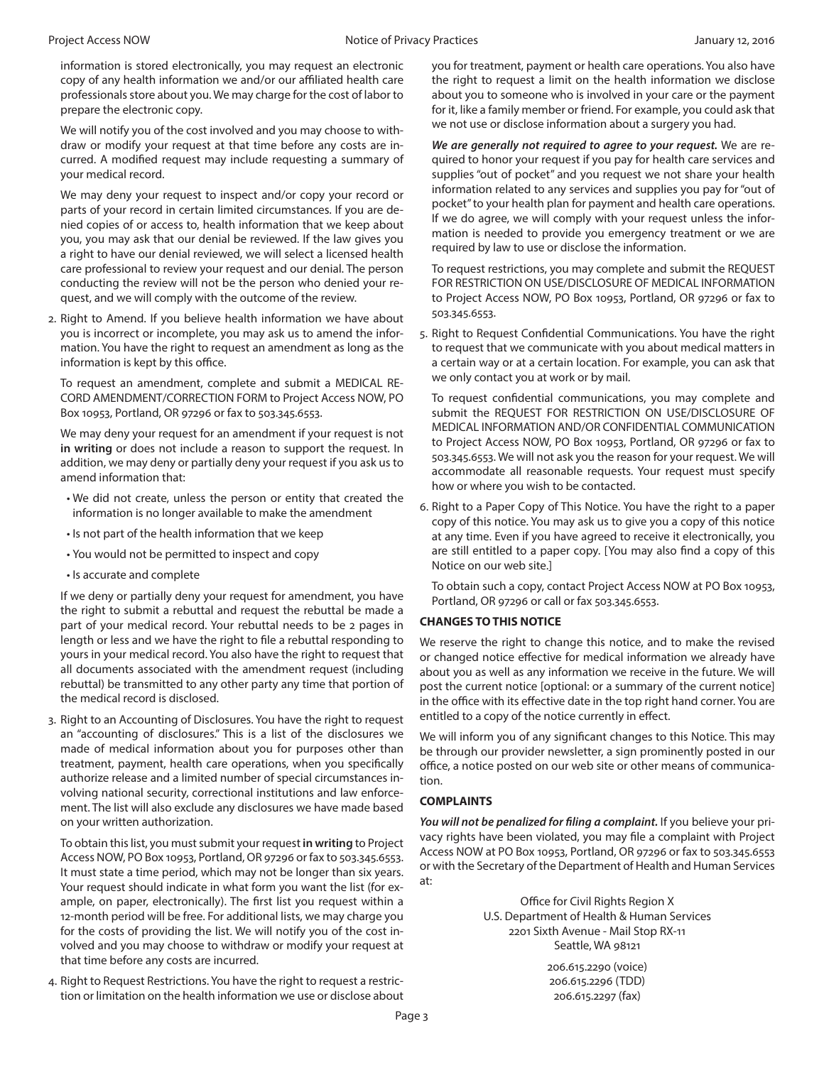information is stored electronically, you may request an electronic copy of any health information we and/or our affiliated health care professionals store about you. We may charge for the cost of labor to prepare the electronic copy.

We will notify you of the cost involved and you may choose to withdraw or modify your request at that time before any costs are incurred. A modified request may include requesting a summary of your medical record.

We may deny your request to inspect and/or copy your record or parts of your record in certain limited circumstances. If you are denied copies of or access to, health information that we keep about you, you may ask that our denial be reviewed. If the law gives you a right to have our denial reviewed, we will select a licensed health care professional to review your request and our denial. The person conducting the review will not be the person who denied your request, and we will comply with the outcome of the review.

2. Right to Amend. If you believe health information we have about you is incorrect or incomplete, you may ask us to amend the information. You have the right to request an amendment as long as the information is kept by this office.

   To request an amendment, complete and submit a MEDICAL RECORD AMENDMENT/CORRECTION FORM to Project Access NOW, PO Box 10953, Portland, OR 97296 or fax to 503.345.6553.

   We may deny your request for an amendment if your request is not **in writing** or does not include a reason to support the request. In addition, we may deny or partially deny your request if you ask us to amend information that:

   - We did not create, unless the person or entity that created the information is no longer available to make the amendment
   - Is not part of the health information that we keep
   - You would not be permitted to inspect and copy
   - Is accurate and complete

   If we deny or partially deny your request for amendment, you have the right to submit a rebuttal and request the rebuttal be made a part of your medical record. Your rebuttal needs to be 2 pages in length or less and we have the right to file a rebuttal responding to yours in your medical record. You also have the right to request that all documents associated with the amendment request (including rebuttal) be transmitted to any other party any time that portion of the medical record is disclosed.

3. Right to an Accounting of Disclosures. You have the right to request an "accounting of disclosures." This is a list of the disclosures we made of medical information about you for purposes other than treatment, payment, health care operations, when you specifically authorize release and a limited number of special circumstances involving national security, correctional institutions and law enforcement. The list will also exclude any disclosures we have made based on your written authorization.

   To obtain this list, you must submit your request **in writing** to Project Access NOW, PO Box 10953, Portland, OR 97296 or fax to 503.345.6553. It must state a time period, which may not be longer than six years. Your request should indicate in what form you want the list (for example, on paper, electronically). The first list you request within a 12-month period will be free. For additional lists, we may charge you for the costs of providing the list. We will notify you of the cost involved and you may choose to withdraw or modify your request at that time before any costs are incurred.

4. Right to Request Restrictions. You have the right to request a restriction or limitation on the health information we use or disclose about you for treatment, payment or health care operations. You also have the right to request a limit on the health information we disclose about you to someone who is involved in your care or the payment for it, like a family member or friend. For example, you could ask that we not use or disclose information about a surgery you had.

   ***We are generally not required to agree to your request.*** We are required to honor your request if you pay for health care services and supplies "out of pocket" and you request we not share your health information related to any services and supplies you pay for "out of pocket" to your health plan for payment and health care operations. If we do agree, we will comply with your request unless the information is needed to provide you emergency treatment or we are required by law to use or disclose the information.

   To request restrictions, you may complete and submit the REQUEST FOR RESTRICTION ON USE/DISCLOSURE OF MEDICAL INFORMATION to Project Access NOW, PO Box 10953, Portland, OR 97296 or fax to 503.345.6553.

5. Right to Request Confidential Communications. You have the right to request that we communicate with you about medical matters in a certain way or at a certain location. For example, you can ask that we only contact you at work or by mail.

   To request confidential communications, you may complete and submit the REQUEST FOR RESTRICTION ON USE/DISCLOSURE OF MEDICAL INFORMATION AND/OR CONFIDENTIAL COMMUNICATION to Project Access NOW, PO Box 10953, Portland, OR 97296 or fax to 503.345.6553. We will not ask you the reason for your request. We will accommodate all reasonable requests. Your request must specify how or where you wish to be contacted.

6. Right to a Paper Copy of This Notice. You have the right to a paper copy of this notice. You may ask us to give you a copy of this notice at any time. Even if you have agreed to receive it electronically, you are still entitled to a paper copy. [You may also find a copy of this Notice on our web site.]

   To obtain such a copy, contact Project Access NOW at PO Box 10953, Portland, OR 97296 or call or fax 503.345.6553.

**CHANGES TO THIS NOTICE**

We reserve the right to change this notice, and to make the revised or changed notice effective for medical information we already have about you as well as any information we receive in the future. We will post the current notice [optional: or a summary of the current notice] in the office with its effective date in the top right hand corner. You are entitled to a copy of the notice currently in effect.

We will inform you of any significant changes to this Notice. This may be through our provider newsletter, a sign prominently posted in our office, a notice posted on our web site or other means of communication.

**COMPLAINTS**

***You will not be penalized for filing a complaint.*** If you believe your privacy rights have been violated, you may file a complaint with Project Access NOW at PO Box 10953, Portland, OR 97296 or fax to 503.345.6553 or with the Secretary of the Department of Health and Human Services at:

Office for Civil Rights Region X
U.S. Department of Health & Human Services
2201 Sixth Avenue - Mail Stop RX-11
Seattle, WA 98121

206.615.2290 (voice)
206.615.2296 (TDD)
206.615.2297 (fax)